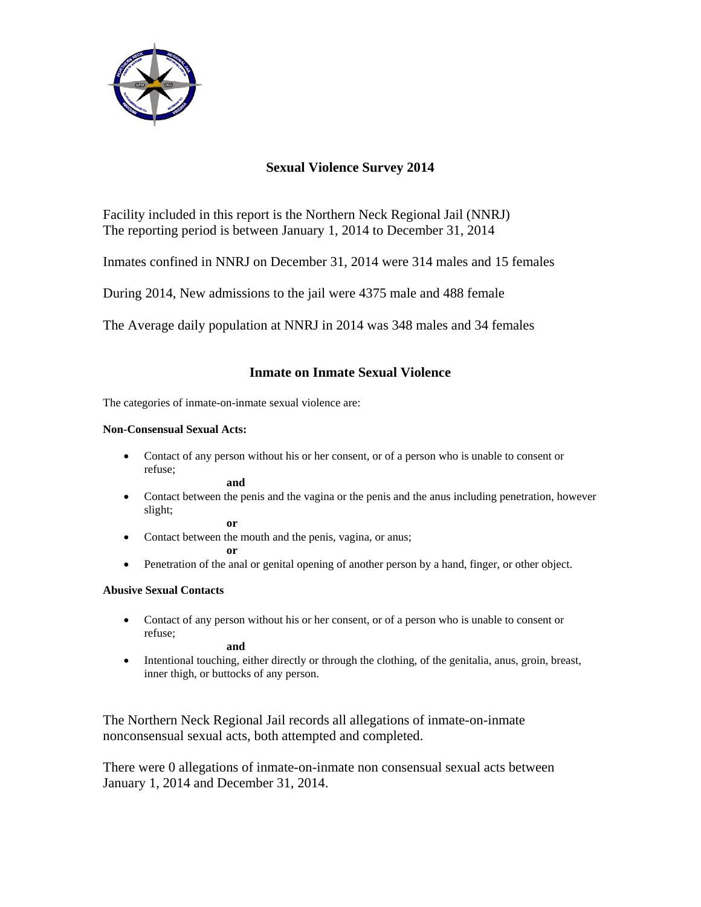# Sexual Violence Survey 2014

Facility included in this report is the Northern Neck Regional Jail (NNRJ)
The reporting period is between January 1, 2014 to December 31, 2014

Inmates confined in NNRJ on December 31, 2014 were 314 males and 15 females

During 2014, New admissions to the jail were 4375 male and 488 female

The Average daily population at NNRJ in 2014 was 348 males and 34 females

## Inmate on Inmate Sexual Violence

The categories of inmate-on-inmate sexual violence are:

**Non-Consensual Sexual Acts:**

- Contact of any person without his or her consent, or of a person who is unable to consent or refuse;

  **and**

- Contact between the penis and the vagina or the penis and the anus including penetration, however slight;

  **or**

- Contact between the mouth and the penis, vagina, or anus;

  **or**

- Penetration of the anal or genital opening of another person by a hand, finger, or other object.

**Abusive Sexual Contacts**

- Contact of any person without his or her consent, or of a person who is unable to consent or refuse;

  **and**

- Intentional touching, either directly or through the clothing, of the genitalia, anus, groin, breast, inner thigh, or buttocks of any person.

The Northern Neck Regional Jail records all allegations of inmate-on-inmate nonconsensual sexual acts, both attempted and completed.

There were 0 allegations of inmate-on-inmate non consensual sexual acts between January 1, 2014 and December 31, 2014.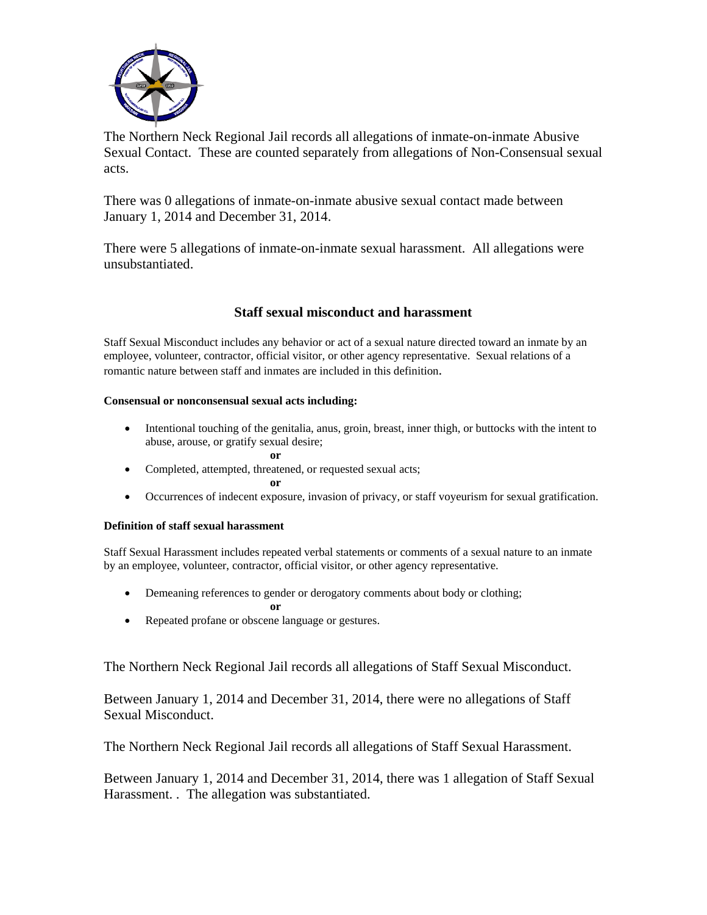The Northern Neck Regional Jail records all allegations of inmate-on-inmate Abusive Sexual Contact. These are counted separately from allegations of Non-Consensual sexual acts.

There was 0 allegations of inmate-on-inmate abusive sexual contact made between January 1, 2014 and December 31, 2014.

There were 5 allegations of inmate-on-inmate sexual harassment. All allegations were unsubstantiated.

## Staff sexual misconduct and harassment

Staff Sexual Misconduct includes any behavior or act of a sexual nature directed toward an inmate by an employee, volunteer, contractor, official visitor, or other agency representative. Sexual relations of a romantic nature between staff and inmates are included in this definition.

**Consensual or nonconsensual sexual acts including:**

- Intentional touching of the genitalia, anus, groin, breast, inner thigh, or buttocks with the intent to abuse, arouse, or gratify sexual desire;

  **or**
- Completed, attempted, threatened, or requested sexual acts;

  **or**
- Occurrences of indecent exposure, invasion of privacy, or staff voyeurism for sexual gratification.

**Definition of staff sexual harassment**

Staff Sexual Harassment includes repeated verbal statements or comments of a sexual nature to an inmate by an employee, volunteer, contractor, official visitor, or other agency representative.

- Demeaning references to gender or derogatory comments about body or clothing;

  **or**
- Repeated profane or obscene language or gestures.

The Northern Neck Regional Jail records all allegations of Staff Sexual Misconduct.

Between January 1, 2014 and December 31, 2014, there were no allegations of Staff Sexual Misconduct.

The Northern Neck Regional Jail records all allegations of Staff Sexual Harassment.

Between January 1, 2014 and December 31, 2014, there was 1 allegation of Staff Sexual Harassment. . The allegation was substantiated.